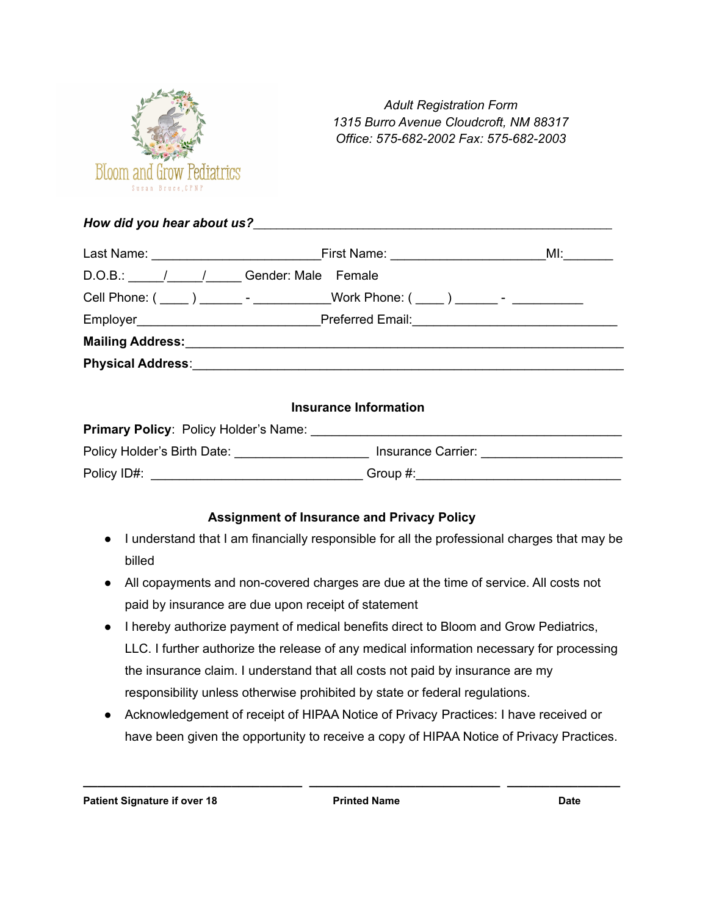Bloom and Grow Pediatrics
Susan Bruce, CPNP

*Adult Registration Form*
*1315 Burro Avenue Cloudcroft, NM 88317*
*Office: 575-682-2002 Fax: 575-682-2003*

***How did you hear about us?***_______________________________________________

Last Name: ________________________First Name: ______________________MI:_______

D.O.B.: _____/_____/_____ Gender: Male Female

Cell Phone: ( ____ ) ______ - ___________Work Phone: ( ____ ) ______ - __________

Employer_________________________Preferred Email:______________________________

**Mailing Address:**________________________________________________________

**Physical Address**:_______________________________________________________

**Insurance Information**

**Primary Policy**: Policy Holder's Name: ___________________________________________

Policy Holder's Birth Date: ___________________ Insurance Carrier: ____________________

Policy ID#: ______________________________ Group #:_____________________________

**Assignment of Insurance and Privacy Policy**

- I understand that I am financially responsible for all the professional charges that may be billed
- All copayments and non-covered charges are due at the time of service. All costs not paid by insurance are due upon receipt of statement
- I hereby authorize payment of medical benefits direct to Bloom and Grow Pediatrics, LLC. I further authorize the release of any medical information necessary for processing the insurance claim. I understand that all costs not paid by insurance are my responsibility unless otherwise prohibited by state or federal regulations.
- Acknowledgement of receipt of HIPAA Notice of Privacy Practices: I have received or have been given the opportunity to receive a copy of HIPAA Notice of Privacy Practices.

________________________________ ____________________________ ________________

**Patient Signature if over 18** **Printed Name** **Date**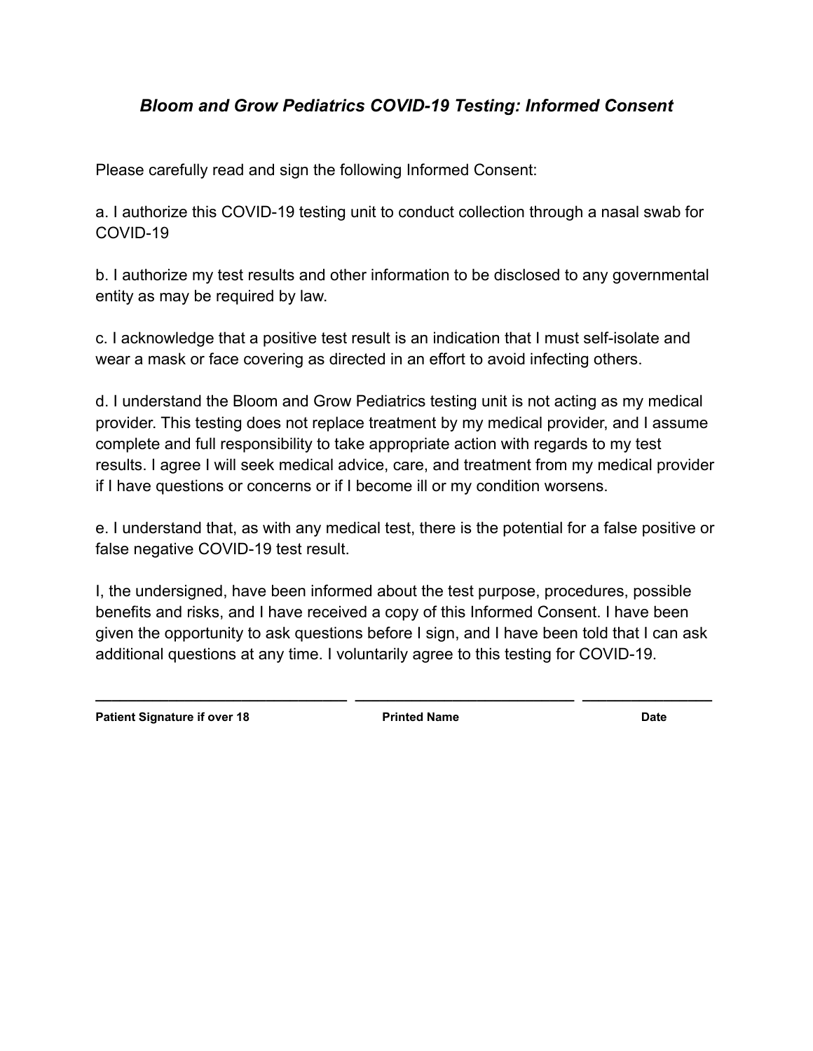## *Bloom and Grow Pediatrics COVID-19 Testing: Informed Consent*

Please carefully read and sign the following Informed Consent:

a. I authorize this COVID-19 testing unit to conduct collection through a nasal swab for COVID-19

b. I authorize my test results and other information to be disclosed to any governmental entity as may be required by law.

c. I acknowledge that a positive test result is an indication that I must self-isolate and wear a mask or face covering as directed in an effort to avoid infecting others.

d. I understand the Bloom and Grow Pediatrics testing unit is not acting as my medical provider. This testing does not replace treatment by my medical provider, and I assume complete and full responsibility to take appropriate action with regards to my test results. I agree I will seek medical advice, care, and treatment from my medical provider if I have questions or concerns or if I become ill or my condition worsens.

e. I understand that, as with any medical test, there is the potential for a false positive or false negative COVID-19 test result.

I, the undersigned, have been informed about the test purpose, procedures, possible benefits and risks, and I have received a copy of this Informed Consent. I have been given the opportunity to ask questions before I sign, and I have been told that I can ask additional questions at any time. I voluntarily agree to this testing for COVID-19.

\_\_\_\_\_\_\_\_\_\_\_\_\_\_\_\_\_\_\_\_\_\_\_\_\_\_\_\_\_\_ \_\_\_\_\_\_\_\_\_\_\_\_\_\_\_\_\_\_\_\_\_\_\_\_\_\_ \_\_\_\_\_\_\_\_\_\_\_\_\_\_\_\_

**Patient Signature if over 18** **Printed Name** **Date**